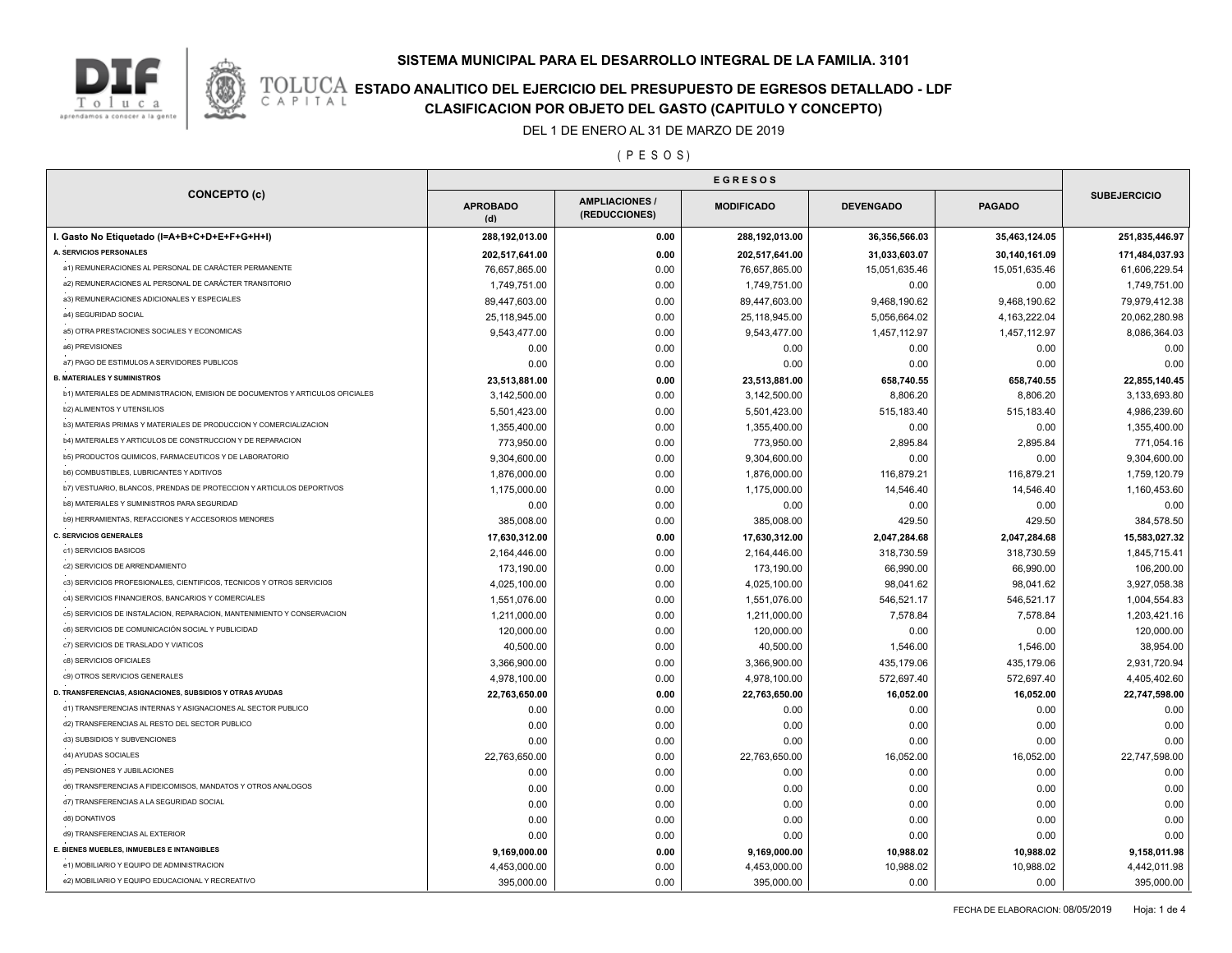## SISTEMA MUNICIPAL PARA EL DESARROLLO INTEGRAL DE LA FAMILIA. 3101

## ESTADO ANALITICO DEL EJERCICIO DEL PRESUPUESTO DE EGRESOS DETALLADO - LDF

## CLASIFICACION POR OBJETO DEL GASTO (CAPITULO Y CONCEPTO)

DEL 1 DE ENERO AL 31 DE MARZO DE 2019

( P E S O S )

| CONCEPTO (c) | EGRESOS | | | | | SUBEJERCICIO |
|---|---|---|---|---|---|---|
| | APROBADO (d) | AMPLIACIONES / (REDUCCIONES) | MODIFICADO | DEVENGADO | PAGADO | |
| **I. Gasto No Etiquetado (I=A+B+C+D+E+F+G+H+I)** | **288,192,013.00** | **0.00** | **288,192,013.00** | **36,356,566.03** | **35,463,124.05** | **251,835,446.97** |
| **A. SERVICIOS PERSONALES** | **202,517,641.00** | **0.00** | **202,517,641.00** | **31,033,603.07** | **30,140,161.09** | **171,484,037.93** |
| a1) REMUNERACIONES AL PERSONAL DE CARÁCTER PERMANENTE | 76,657,865.00 | 0.00 | 76,657,865.00 | 15,051,635.46 | 15,051,635.46 | 61,606,229.54 |
| a2) REMUNERACIONES AL PERSONAL DE CARÁCTER TRANSITORIO | 1,749,751.00 | 0.00 | 1,749,751.00 | 0.00 | 0.00 | 1,749,751.00 |
| a3) REMUNERACIONES ADICIONALES Y ESPECIALES | 89,447,603.00 | 0.00 | 89,447,603.00 | 9,468,190.62 | 9,468,190.62 | 79,979,412.38 |
| a4) SEGURIDAD SOCIAL | 25,118,945.00 | 0.00 | 25,118,945.00 | 5,056,664.02 | 4,163,222.04 | 20,062,280.98 |
| a5) OTRA PRESTACIONES SOCIALES Y ECONOMICAS | 9,543,477.00 | 0.00 | 9,543,477.00 | 1,457,112.97 | 1,457,112.97 | 8,086,364.03 |
| a6) PREVISIONES | 0.00 | 0.00 | 0.00 | 0.00 | 0.00 | 0.00 |
| a7) PAGO DE ESTIMULOS A SERVIDORES PUBLICOS | 0.00 | 0.00 | 0.00 | 0.00 | 0.00 | 0.00 |
| **B. MATERIALES Y SUMINISTROS** | **23,513,881.00** | **0.00** | **23,513,881.00** | **658,740.55** | **658,740.55** | **22,855,140.45** |
| b1) MATERIALES DE ADMINISTRACION, EMISION DE DOCUMENTOS Y ARTICULOS OFICIALES | 3,142,500.00 | 0.00 | 3,142,500.00 | 8,806.20 | 8,806.20 | 3,133,693.80 |
| b2) ALIMENTOS Y UTENSILIOS | 5,501,423.00 | 0.00 | 5,501,423.00 | 515,183.40 | 515,183.40 | 4,986,239.60 |
| b3) MATERIAS PRIMAS Y MATERIALES DE PRODUCCION Y COMERCIALIZACION | 1,355,400.00 | 0.00 | 1,355,400.00 | 0.00 | 0.00 | 1,355,400.00 |
| b4) MATERIALES Y ARTICULOS DE CONSTRUCCION Y DE REPARACION | 773,950.00 | 0.00 | 773,950.00 | 2,895.84 | 2,895.84 | 771,054.16 |
| b5) PRODUCTOS QUIMICOS, FARMACEUTICOS Y DE LABORATORIO | 9,304,600.00 | 0.00 | 9,304,600.00 | 0.00 | 0.00 | 9,304,600.00 |
| b6) COMBUSTIBLES, LUBRICANTES Y ADITIVOS | 1,876,000.00 | 0.00 | 1,876,000.00 | 116,879.21 | 116,879.21 | 1,759,120.79 |
| b7) VESTUARIO, BLANCOS, PRENDAS DE PROTECCION Y ARTICULOS DEPORTIVOS | 1,175,000.00 | 0.00 | 1,175,000.00 | 14,546.40 | 14,546.40 | 1,160,453.60 |
| b8) MATERIALES Y SUMINISTROS PARA SEGURIDAD | 0.00 | 0.00 | 0.00 | 0.00 | 0.00 | 0.00 |
| b9) HERRAMIENTAS, REFACCIONES Y ACCESORIOS MENORES | 385,008.00 | 0.00 | 385,008.00 | 429.50 | 429.50 | 384,578.50 |
| **C. SERVICIOS GENERALES** | **17,630,312.00** | **0.00** | **17,630,312.00** | **2,047,284.68** | **2,047,284.68** | **15,583,027.32** |
| c1) SERVICIOS BASICOS | 2,164,446.00 | 0.00 | 2,164,446.00 | 318,730.59 | 318,730.59 | 1,845,715.41 |
| c2) SERVICIOS DE ARRENDAMIENTO | 173,190.00 | 0.00 | 173,190.00 | 66,990.00 | 66,990.00 | 106,200.00 |
| c3) SERVICIOS PROFESIONALES, CIENTIFICOS, TECNICOS Y OTROS SERVICIOS | 4,025,100.00 | 0.00 | 4,025,100.00 | 98,041.62 | 98,041.62 | 3,927,058.38 |
| c4) SERVICIOS FINANCIEROS, BANCARIOS Y COMERCIALES | 1,551,076.00 | 0.00 | 1,551,076.00 | 546,521.17 | 546,521.17 | 1,004,554.83 |
| c5) SERVICIOS DE INSTALACION, REPARACION, MANTENIMIENTO Y CONSERVACION | 1,211,000.00 | 0.00 | 1,211,000.00 | 7,578.84 | 7,578.84 | 1,203,421.16 |
| c6) SERVICIOS DE COMUNICACIÓN SOCIAL Y PUBLICIDAD | 120,000.00 | 0.00 | 120,000.00 | 0.00 | 0.00 | 120,000.00 |
| c7) SERVICIOS DE TRASLADO Y VIATICOS | 40,500.00 | 0.00 | 40,500.00 | 1,546.00 | 1,546.00 | 38,954.00 |
| c8) SERVICIOS OFICIALES | 3,366,900.00 | 0.00 | 3,366,900.00 | 435,179.06 | 435,179.06 | 2,931,720.94 |
| c9) OTROS SERVICIOS GENERALES | 4,978,100.00 | 0.00 | 4,978,100.00 | 572,697.40 | 572,697.40 | 4,405,402.60 |
| **D. TRANSFERENCIAS, ASIGNACIONES, SUBSIDIOS Y OTRAS AYUDAS** | **22,763,650.00** | **0.00** | **22,763,650.00** | **16,052.00** | **16,052.00** | **22,747,598.00** |
| d1) TRANSFERENCIAS INTERNAS Y ASIGNACIONES AL SECTOR PUBLICO | 0.00 | 0.00 | 0.00 | 0.00 | 0.00 | 0.00 |
| d2) TRANSFERENCIAS AL RESTO DEL SECTOR PUBLICO | 0.00 | 0.00 | 0.00 | 0.00 | 0.00 | 0.00 |
| d3) SUBSIDIOS Y SUBVENCIONES | 0.00 | 0.00 | 0.00 | 0.00 | 0.00 | 0.00 |
| d4) AYUDAS SOCIALES | 22,763,650.00 | 0.00 | 22,763,650.00 | 16,052.00 | 16,052.00 | 22,747,598.00 |
| d5) PENSIONES Y JUBILACIONES | 0.00 | 0.00 | 0.00 | 0.00 | 0.00 | 0.00 |
| d6) TRANSFERENCIAS A FIDEICOMISOS, MANDATOS Y OTROS ANALOGOS | 0.00 | 0.00 | 0.00 | 0.00 | 0.00 | 0.00 |
| d7) TRANSFERENCIAS A LA SEGURIDAD SOCIAL | 0.00 | 0.00 | 0.00 | 0.00 | 0.00 | 0.00 |
| d8) DONATIVOS | 0.00 | 0.00 | 0.00 | 0.00 | 0.00 | 0.00 |
| d9) TRANSFERENCIAS AL EXTERIOR | 0.00 | 0.00 | 0.00 | 0.00 | 0.00 | 0.00 |
| **E. BIENES MUEBLES, INMUEBLES E INTANGIBLES** | **9,169,000.00** | **0.00** | **9,169,000.00** | **10,988.02** | **10,988.02** | **9,158,011.98** |
| e1) MOBILIARIO Y EQUIPO DE ADMINISTRACION | 4,453,000.00 | 0.00 | 4,453,000.00 | 10,988.02 | 10,988.02 | 4,442,011.98 |
| e2) MOBILIARIO Y EQUIPO EDUCACIONAL Y RECREATIVO | 395,000.00 | 0.00 | 395,000.00 | 0.00 | 0.00 | 395,000.00 |

FECHA DE ELABORACION: 08/05/2019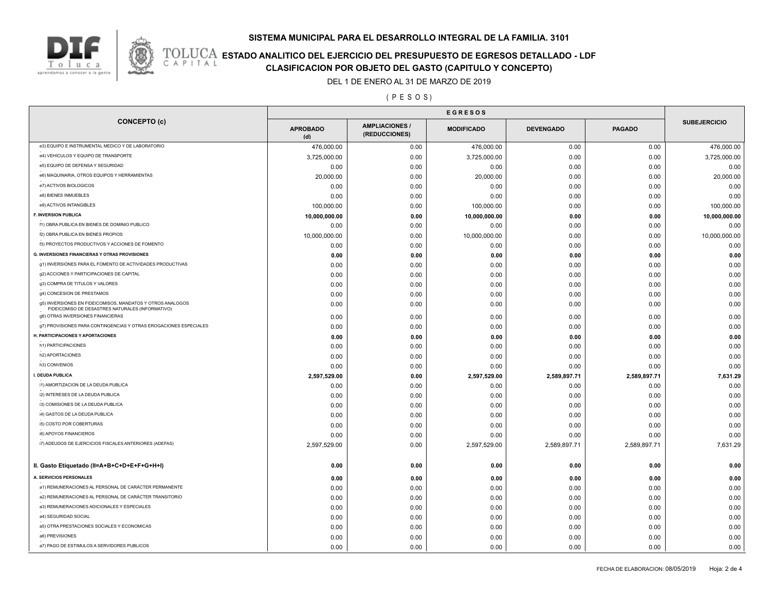# SISTEMA MUNICIPAL PARA EL DESARROLLO INTEGRAL DE LA FAMILIA. 3101

## ESTADO ANALITICO DEL EJERCICIO DEL PRESUPUESTO DE EGRESOS DETALLADO - LDF

## CLASIFICACION POR OBJETO DEL GASTO (CAPITULO Y CONCEPTO)

DEL 1 DE ENERO AL 31 DE MARZO DE 2019

( P E S O S )

| CONCEPTO (c) | EGRESOS | | | | | SUBEJERCICIO |
|---|---|---|---|---|---|---|
| | APROBADO (d) | AMPLIACIONES / (REDUCCIONES) | MODIFICADO | DEVENGADO | PAGADO | |
| e3) EQUIPO E INSTRUMENTAL MEDICO Y DE LABORATORIO | 476,000.00 | 0.00 | 476,000.00 | 0.00 | 0.00 | 476,000.00 |
| e4) VEHICULOS Y EQUIPO DE TRANSPORTE | 3,725,000.00 | 0.00 | 3,725,000.00 | 0.00 | 0.00 | 3,725,000.00 |
| e5) EQUIPO DE DEFENSA Y SEGURIDAD | 0.00 | 0.00 | 0.00 | 0.00 | 0.00 | 0.00 |
| e6) MAQUINARIA, OTROS EQUIPOS Y HERRAMIENTAS | 20,000.00 | 0.00 | 20,000.00 | 0.00 | 0.00 | 20,000.00 |
| e7) ACTIVOS BIOLOGICOS | 0.00 | 0.00 | 0.00 | 0.00 | 0.00 | 0.00 |
| e8) BIENES INMUEBLES | 0.00 | 0.00 | 0.00 | 0.00 | 0.00 | 0.00 |
| e9) ACTIVOS INTANGIBLES | 100,000.00 | 0.00 | 100,000.00 | 0.00 | 0.00 | 100,000.00 |
| **F. INVERSION PUBLICA** | **10,000,000.00** | **0.00** | **10,000,000.00** | **0.00** | **0.00** | **10,000,000.00** |
| f1) OBRA PUBLICA EN BIENES DE DOMINIO PUBLICO | 0.00 | 0.00 | 0.00 | 0.00 | 0.00 | 0.00 |
| f2) OBRA PUBLICA EN BIENES PROPIOS | 10,000,000.00 | 0.00 | 10,000,000.00 | 0.00 | 0.00 | 10,000,000.00 |
| f3) PROYECTOS PRODUCTIVOS Y ACCIONES DE FOMENTO | 0.00 | 0.00 | 0.00 | 0.00 | 0.00 | 0.00 |
| **G. INVERSIONES FINANCIERAS Y OTRAS PROVISIONES** | **0.00** | **0.00** | **0.00** | **0.00** | **0.00** | **0.00** |
| g1) INVERSIONES PARA EL FOMENTO DE ACTIVIDADES PRODUCTIVAS | 0.00 | 0.00 | 0.00 | 0.00 | 0.00 | 0.00 |
| g2) ACCIONES Y PARTICIPACIONES DE CAPITAL | 0.00 | 0.00 | 0.00 | 0.00 | 0.00 | 0.00 |
| g3) COMPRA DE TITULOS Y VALORES | 0.00 | 0.00 | 0.00 | 0.00 | 0.00 | 0.00 |
| g4) CONCESION DE PRESTAMOS | 0.00 | 0.00 | 0.00 | 0.00 | 0.00 | 0.00 |
| g5) INVERSIONES EN FIDEICOMISOS, MANDATOS Y OTROS ANALOGOS FIDEICOMISO DE DESASTRES NATURALES (INFORMATIVO) | 0.00 | 0.00 | 0.00 | 0.00 | 0.00 | 0.00 |
| g6) OTRAS INVERSIONES FINANCIERAS | 0.00 | 0.00 | 0.00 | 0.00 | 0.00 | 0.00 |
| g7) PROVISIONES PARA CONTINGENCIAS Y OTRAS EROGACIONES ESPECIALES | 0.00 | 0.00 | 0.00 | 0.00 | 0.00 | 0.00 |
| **H. PARTICIPACIONES Y APORTACIONES** | **0.00** | **0.00** | **0.00** | **0.00** | **0.00** | **0.00** |
| h1) PARTICIPACIONES | 0.00 | 0.00 | 0.00 | 0.00 | 0.00 | 0.00 |
| h2) APORTACIONES | 0.00 | 0.00 | 0.00 | 0.00 | 0.00 | 0.00 |
| h3) CONVENIOS | 0.00 | 0.00 | 0.00 | 0.00 | 0.00 | 0.00 |
| **I. DEUDA PUBLICA** | **2,597,529.00** | **0.00** | **2,597,529.00** | **2,589,897.71** | **2,589,897.71** | **7,631.29** |
| i1) AMORTIZACION DE LA DEUDA PUBLICA | 0.00 | 0.00 | 0.00 | 0.00 | 0.00 | 0.00 |
| i2) INTERESES DE LA DEUDA PUBLICA | 0.00 | 0.00 | 0.00 | 0.00 | 0.00 | 0.00 |
| i3) COMISIONES DE LA DEUDA PUBLICA | 0.00 | 0.00 | 0.00 | 0.00 | 0.00 | 0.00 |
| i4) GASTOS DE LA DEUDA PUBLICA | 0.00 | 0.00 | 0.00 | 0.00 | 0.00 | 0.00 |
| i5) COSTO POR COBERTURAS | 0.00 | 0.00 | 0.00 | 0.00 | 0.00 | 0.00 |
| i6) APOYOS FINANCIEROS | 0.00 | 0.00 | 0.00 | 0.00 | 0.00 | 0.00 |
| i7) ADEUDOS DE EJERCICIOS FISCALES ANTERIORES (ADEFAS) | 2,597,529.00 | 0.00 | 2,597,529.00 | 2,589,897.71 | 2,589,897.71 | 7,631.29 |
| **II. Gasto Etiquetado (II=A+B+C+D+E+F+G+H+I)** | **0.00** | **0.00** | **0.00** | **0.00** | **0.00** | **0.00** |
| **A. SERVICIOS PERSONALES** | **0.00** | **0.00** | **0.00** | **0.00** | **0.00** | **0.00** |
| a1) REMUNERACIONES AL PERSONAL DE CARÁCTER PERMANENTE | 0.00 | 0.00 | 0.00 | 0.00 | 0.00 | 0.00 |
| a2) REMUNERACIONES AL PERSONAL DE CARÁCTER TRANSITORIO | 0.00 | 0.00 | 0.00 | 0.00 | 0.00 | 0.00 |
| a3) REMUNERACIONES ADICIONALES Y ESPECIALES | 0.00 | 0.00 | 0.00 | 0.00 | 0.00 | 0.00 |
| a4) SEGURIDAD SOCIAL | 0.00 | 0.00 | 0.00 | 0.00 | 0.00 | 0.00 |
| a5) OTRA PRESTACIONES SOCIALES Y ECONOMICAS | 0.00 | 0.00 | 0.00 | 0.00 | 0.00 | 0.00 |
| a6) PREVISIONES | 0.00 | 0.00 | 0.00 | 0.00 | 0.00 | 0.00 |
| a7) PAGO DE ESTIMULOS A SERVIDORES PUBLICOS | 0.00 | 0.00 | 0.00 | 0.00 | 0.00 | 0.00 |

FECHA DE ELABORACION: 08/05/2019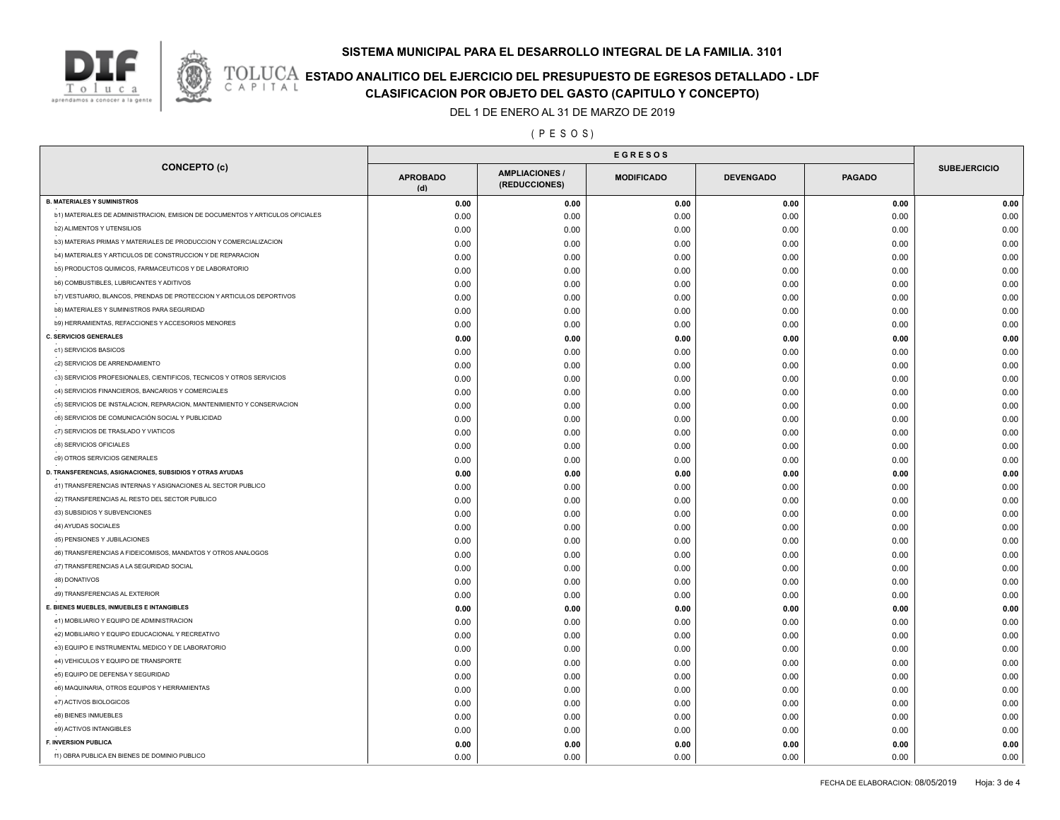# SISTEMA MUNICIPAL PARA EL DESARROLLO INTEGRAL DE LA FAMILIA. 3101

## ESTADO ANALITICO DEL EJERCICIO DEL PRESUPUESTO DE EGRESOS DETALLADO - LDF

## CLASIFICACION POR OBJETO DEL GASTO (CAPITULO Y CONCEPTO)

DEL 1 DE ENERO AL 31 DE MARZO DE 2019

( P E S O S )

| CONCEPTO (c) | EGRESOS | | | | | SUBEJERCICIO |
|---|---|---|---|---|---|---|
| | APROBADO (d) | AMPLIACIONES / (REDUCCIONES) | MODIFICADO | DEVENGADO | PAGADO | |
| **B. MATERIALES Y SUMINISTROS** | **0.00** | **0.00** | **0.00** | **0.00** | **0.00** | **0.00** |
| b1) MATERIALES DE ADMINISTRACION, EMISION DE DOCUMENTOS Y ARTICULOS OFICIALES | 0.00 | 0.00 | 0.00 | 0.00 | 0.00 | 0.00 |
| b2) ALIMENTOS Y UTENSILIOS | 0.00 | 0.00 | 0.00 | 0.00 | 0.00 | 0.00 |
| b3) MATERIAS PRIMAS Y MATERIALES DE PRODUCCION Y COMERCIALIZACION | 0.00 | 0.00 | 0.00 | 0.00 | 0.00 | 0.00 |
| b4) MATERIALES Y ARTICULOS DE CONSTRUCCION Y DE REPARACION | 0.00 | 0.00 | 0.00 | 0.00 | 0.00 | 0.00 |
| b5) PRODUCTOS QUIMICOS, FARMACEUTICOS Y DE LABORATORIO | 0.00 | 0.00 | 0.00 | 0.00 | 0.00 | 0.00 |
| b6) COMBUSTIBLES, LUBRICANTES Y ADITIVOS | 0.00 | 0.00 | 0.00 | 0.00 | 0.00 | 0.00 |
| b7) VESTUARIO, BLANCOS, PRENDAS DE PROTECCION Y ARTICULOS DEPORTIVOS | 0.00 | 0.00 | 0.00 | 0.00 | 0.00 | 0.00 |
| b8) MATERIALES Y SUMINISTROS PARA SEGURIDAD | 0.00 | 0.00 | 0.00 | 0.00 | 0.00 | 0.00 |
| b9) HERRAMIENTAS, REFACCIONES Y ACCESORIOS MENORES | 0.00 | 0.00 | 0.00 | 0.00 | 0.00 | 0.00 |
| **C. SERVICIOS GENERALES** | **0.00** | **0.00** | **0.00** | **0.00** | **0.00** | **0.00** |
| c1) SERVICIOS BASICOS | 0.00 | 0.00 | 0.00 | 0.00 | 0.00 | 0.00 |
| c2) SERVICIOS DE ARRENDAMIENTO | 0.00 | 0.00 | 0.00 | 0.00 | 0.00 | 0.00 |
| c3) SERVICIOS PROFESIONALES, CIENTIFICOS, TECNICOS Y OTROS SERVICIOS | 0.00 | 0.00 | 0.00 | 0.00 | 0.00 | 0.00 |
| c4) SERVICIOS FINANCIEROS, BANCARIOS Y COMERCIALES | 0.00 | 0.00 | 0.00 | 0.00 | 0.00 | 0.00 |
| c5) SERVICIOS DE INSTALACION, REPARACION, MANTENIMIENTO Y CONSERVACION | 0.00 | 0.00 | 0.00 | 0.00 | 0.00 | 0.00 |
| c6) SERVICIOS DE COMUNICACIÓN SOCIAL Y PUBLICIDAD | 0.00 | 0.00 | 0.00 | 0.00 | 0.00 | 0.00 |
| c7) SERVICIOS DE TRASLADO Y VIATICOS | 0.00 | 0.00 | 0.00 | 0.00 | 0.00 | 0.00 |
| c8) SERVICIOS OFICIALES | 0.00 | 0.00 | 0.00 | 0.00 | 0.00 | 0.00 |
| c9) OTROS SERVICIOS GENERALES | 0.00 | 0.00 | 0.00 | 0.00 | 0.00 | 0.00 |
| **D. TRANSFERENCIAS, ASIGNACIONES, SUBSIDIOS Y OTRAS AYUDAS** | **0.00** | **0.00** | **0.00** | **0.00** | **0.00** | **0.00** |
| d1) TRANSFERENCIAS INTERNAS Y ASIGNACIONES AL SECTOR PUBLICO | 0.00 | 0.00 | 0.00 | 0.00 | 0.00 | 0.00 |
| d2) TRANSFERENCIAS AL RESTO DEL SECTOR PUBLICO | 0.00 | 0.00 | 0.00 | 0.00 | 0.00 | 0.00 |
| d3) SUBSIDIOS Y SUBVENCIONES | 0.00 | 0.00 | 0.00 | 0.00 | 0.00 | 0.00 |
| d4) AYUDAS SOCIALES | 0.00 | 0.00 | 0.00 | 0.00 | 0.00 | 0.00 |
| d5) PENSIONES Y JUBILACIONES | 0.00 | 0.00 | 0.00 | 0.00 | 0.00 | 0.00 |
| d6) TRANSFERENCIAS A FIDEICOMISOS, MANDATOS Y OTROS ANALOGOS | 0.00 | 0.00 | 0.00 | 0.00 | 0.00 | 0.00 |
| d7) TRANSFERENCIAS A LA SEGURIDAD SOCIAL | 0.00 | 0.00 | 0.00 | 0.00 | 0.00 | 0.00 |
| d8) DONATIVOS | 0.00 | 0.00 | 0.00 | 0.00 | 0.00 | 0.00 |
| d9) TRANSFERENCIAS AL EXTERIOR | 0.00 | 0.00 | 0.00 | 0.00 | 0.00 | 0.00 |
| **E. BIENES MUEBLES, INMUEBLES E INTANGIBLES** | **0.00** | **0.00** | **0.00** | **0.00** | **0.00** | **0.00** |
| e1) MOBILIARIO Y EQUIPO DE ADMINISTRACION | 0.00 | 0.00 | 0.00 | 0.00 | 0.00 | 0.00 |
| e2) MOBILIARIO Y EQUIPO EDUCACIONAL Y RECREATIVO | 0.00 | 0.00 | 0.00 | 0.00 | 0.00 | 0.00 |
| e3) EQUIPO E INSTRUMENTAL MEDICO Y DE LABORATORIO | 0.00 | 0.00 | 0.00 | 0.00 | 0.00 | 0.00 |
| e4) VEHICULOS Y EQUIPO DE TRANSPORTE | 0.00 | 0.00 | 0.00 | 0.00 | 0.00 | 0.00 |
| e5) EQUIPO DE DEFENSA Y SEGURIDAD | 0.00 | 0.00 | 0.00 | 0.00 | 0.00 | 0.00 |
| e6) MAQUINARIA, OTROS EQUIPOS Y HERRAMIENTAS | 0.00 | 0.00 | 0.00 | 0.00 | 0.00 | 0.00 |
| e7) ACTIVOS BIOLOGICOS | 0.00 | 0.00 | 0.00 | 0.00 | 0.00 | 0.00 |
| e8) BIENES INMUEBLES | 0.00 | 0.00 | 0.00 | 0.00 | 0.00 | 0.00 |
| e9) ACTIVOS INTANGIBLES | 0.00 | 0.00 | 0.00 | 0.00 | 0.00 | 0.00 |
| **F. INVERSION PUBLICA** | **0.00** | **0.00** | **0.00** | **0.00** | **0.00** | **0.00** |
| f1) OBRA PUBLICA EN BIENES DE DOMINIO PUBLICO | 0.00 | 0.00 | 0.00 | 0.00 | 0.00 | 0.00 |

FECHA DE ELABORACION: 08/05/2019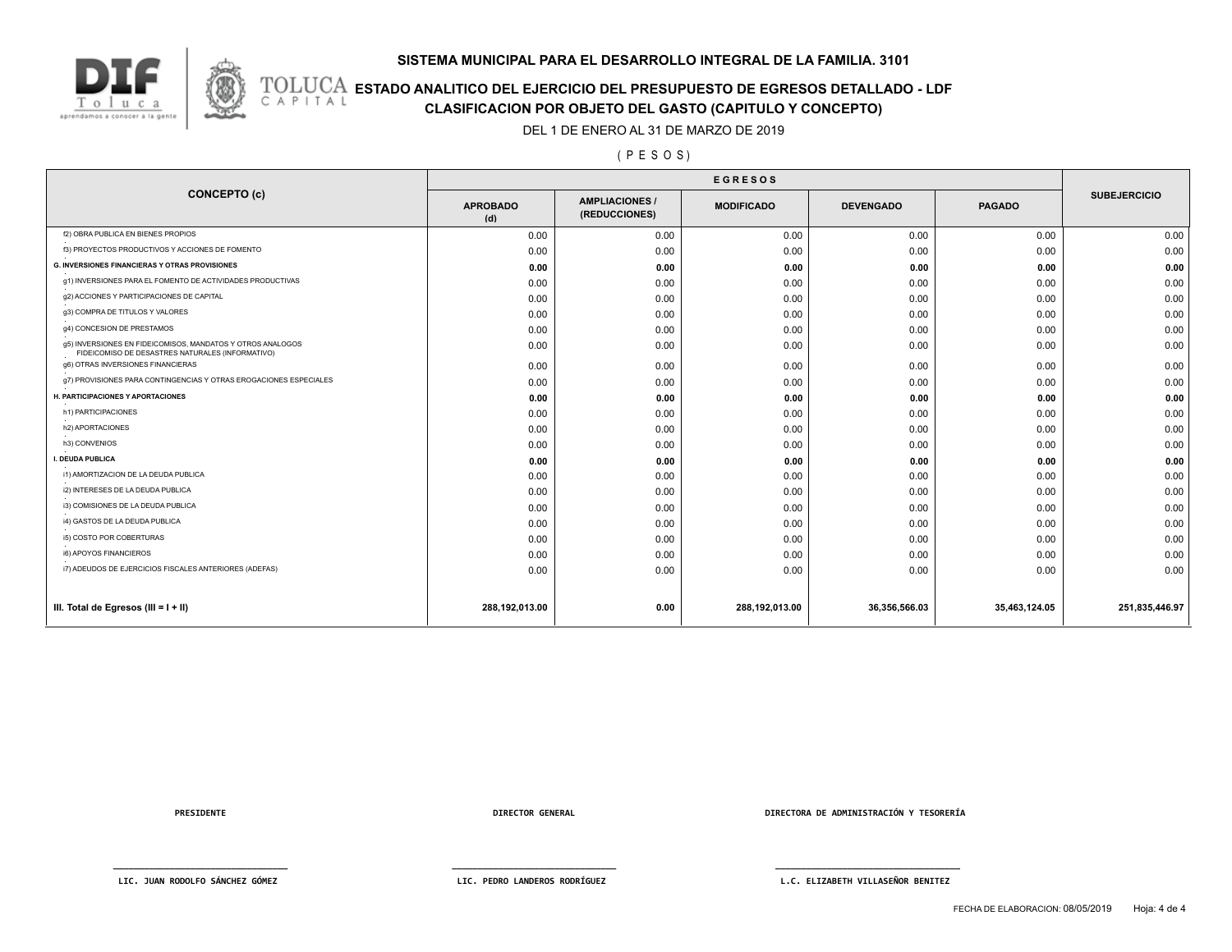# SISTEMA MUNICIPAL PARA EL DESARROLLO INTEGRAL DE LA FAMILIA. 3101

## ESTADO ANALITICO DEL EJERCICIO DEL PRESUPUESTO DE EGRESOS DETALLADO - LDF

## CLASIFICACION POR OBJETO DEL GASTO (CAPITULO Y CONCEPTO)

DEL 1 DE ENERO AL 31 DE MARZO DE 2019

( P E S O S )

| CONCEPTO (c) | EGRESOS | | | | | SUBEJERCICIO |
|---|---|---|---|---|---|---|
| | APROBADO (d) | AMPLIACIONES / (REDUCCIONES) | MODIFICADO | DEVENGADO | PAGADO | |
| f2) OBRA PUBLICA EN BIENES PROPIOS | 0.00 | 0.00 | 0.00 | 0.00 | 0.00 | 0.00 |
| f3) PROYECTOS PRODUCTIVOS Y ACCIONES DE FOMENTO | 0.00 | 0.00 | 0.00 | 0.00 | 0.00 | 0.00 |
| **G. INVERSIONES FINANCIERAS Y OTRAS PROVISIONES** | **0.00** | **0.00** | **0.00** | **0.00** | **0.00** | **0.00** |
| g1) INVERSIONES PARA EL FOMENTO DE ACTIVIDADES PRODUCTIVAS | 0.00 | 0.00 | 0.00 | 0.00 | 0.00 | 0.00 |
| g2) ACCIONES Y PARTICIPACIONES DE CAPITAL | 0.00 | 0.00 | 0.00 | 0.00 | 0.00 | 0.00 |
| g3) COMPRA DE TITULOS Y VALORES | 0.00 | 0.00 | 0.00 | 0.00 | 0.00 | 0.00 |
| g4) CONCESION DE PRESTAMOS | 0.00 | 0.00 | 0.00 | 0.00 | 0.00 | 0.00 |
| g5) INVERSIONES EN FIDEICOMISOS, MANDATOS Y OTROS ANALOGOS FIDEICOMISO DE DESASTRES NATURALES (INFORMATIVO) | 0.00 | 0.00 | 0.00 | 0.00 | 0.00 | 0.00 |
| g6) OTRAS INVERSIONES FINANCIERAS | 0.00 | 0.00 | 0.00 | 0.00 | 0.00 | 0.00 |
| g7) PROVISIONES PARA CONTINGENCIAS Y OTRAS EROGACIONES ESPECIALES | 0.00 | 0.00 | 0.00 | 0.00 | 0.00 | 0.00 |
| **H. PARTICIPACIONES Y APORTACIONES** | **0.00** | **0.00** | **0.00** | **0.00** | **0.00** | **0.00** |
| h1) PARTICIPACIONES | 0.00 | 0.00 | 0.00 | 0.00 | 0.00 | 0.00 |
| h2) APORTACIONES | 0.00 | 0.00 | 0.00 | 0.00 | 0.00 | 0.00 |
| h3) CONVENIOS | 0.00 | 0.00 | 0.00 | 0.00 | 0.00 | 0.00 |
| **I. DEUDA PUBLICA** | **0.00** | **0.00** | **0.00** | **0.00** | **0.00** | **0.00** |
| i1) AMORTIZACION DE LA DEUDA PUBLICA | 0.00 | 0.00 | 0.00 | 0.00 | 0.00 | 0.00 |
| i2) INTERESES DE LA DEUDA PUBLICA | 0.00 | 0.00 | 0.00 | 0.00 | 0.00 | 0.00 |
| i3) COMISIONES DE LA DEUDA PUBLICA | 0.00 | 0.00 | 0.00 | 0.00 | 0.00 | 0.00 |
| i4) GASTOS DE LA DEUDA PUBLICA | 0.00 | 0.00 | 0.00 | 0.00 | 0.00 | 0.00 |
| i5) COSTO POR COBERTURAS | 0.00 | 0.00 | 0.00 | 0.00 | 0.00 | 0.00 |
| i6) APOYOS FINANCIEROS | 0.00 | 0.00 | 0.00 | 0.00 | 0.00 | 0.00 |
| i7) ADEUDOS DE EJERCICIOS FISCALES ANTERIORES (ADEFAS) | 0.00 | 0.00 | 0.00 | 0.00 | 0.00 | 0.00 |
| **III. Total de Egresos (III = I + II)** | **288,192,013.00** | **0.00** | **288,192,013.00** | **36,356,566.03** | **35,463,124.05** | **251,835,446.97** |

| PRESIDENTE | DIRECTOR GENERAL | DIRECTORA DE ADMINISTRACIÓN Y TESORERÍA |
|---|---|---|
| LIC. JUAN RODOLFO SÁNCHEZ GÓMEZ | LIC. PEDRO LANDEROS RODRÍGUEZ | L.C. ELIZABETH VILLASEÑOR BENITEZ |

FECHA DE ELABORACION: 08/05/2019